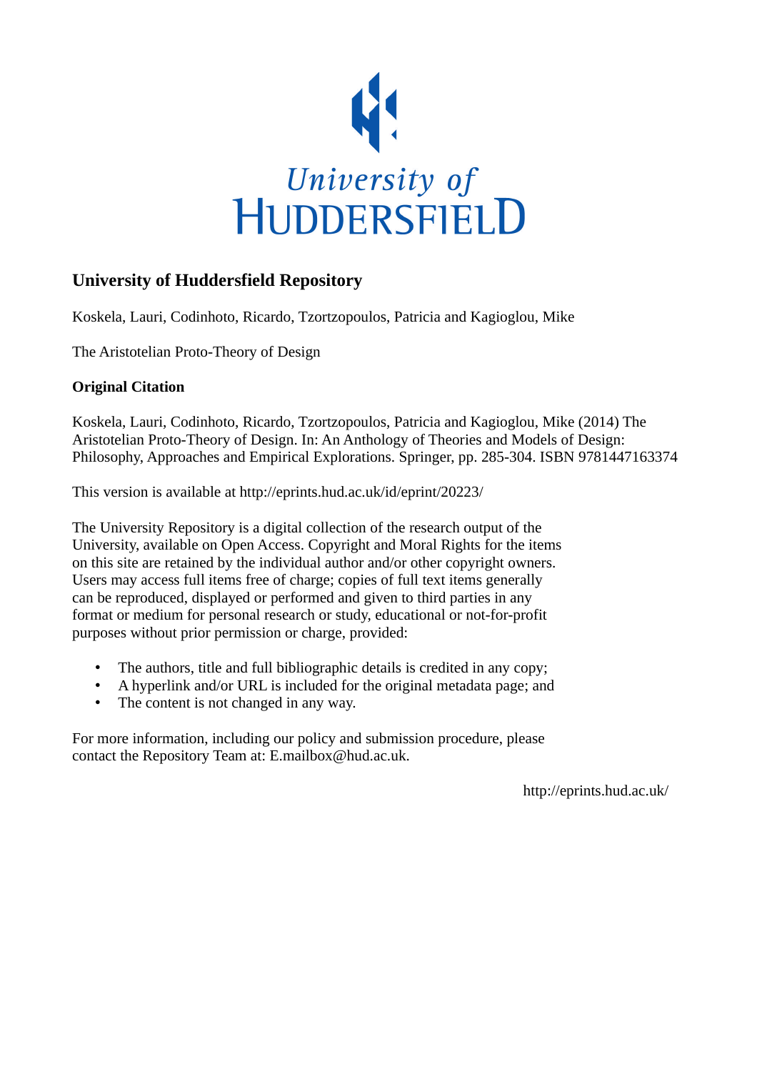University of HUDDERSFIELD

# University of Huddersfield Repository

Koskela, Lauri, Codinhoto, Ricardo, Tzortzopoulos, Patricia and Kagioglou, Mike

The Aristotelian Proto-Theory of Design

**Original Citation**

Koskela, Lauri, Codinhoto, Ricardo, Tzortzopoulos, Patricia and Kagioglou, Mike (2014) The Aristotelian Proto-Theory of Design. In: An Anthology of Theories and Models of Design: Philosophy, Approaches and Empirical Explorations. Springer, pp. 285-304. ISBN 9781447163374

This version is available at http://eprints.hud.ac.uk/id/eprint/20223/

The University Repository is a digital collection of the research output of the University, available on Open Access. Copyright and Moral Rights for the items on this site are retained by the individual author and/or other copyright owners. Users may access full items free of charge; copies of full text items generally can be reproduced, displayed or performed and given to third parties in any format or medium for personal research or study, educational or not-for-profit purposes without prior permission or charge, provided:

- The authors, title and full bibliographic details is credited in any copy;
- A hyperlink and/or URL is included for the original metadata page; and
- The content is not changed in any way.

For more information, including our policy and submission procedure, please contact the Repository Team at: E.mailbox@hud.ac.uk.

http://eprints.hud.ac.uk/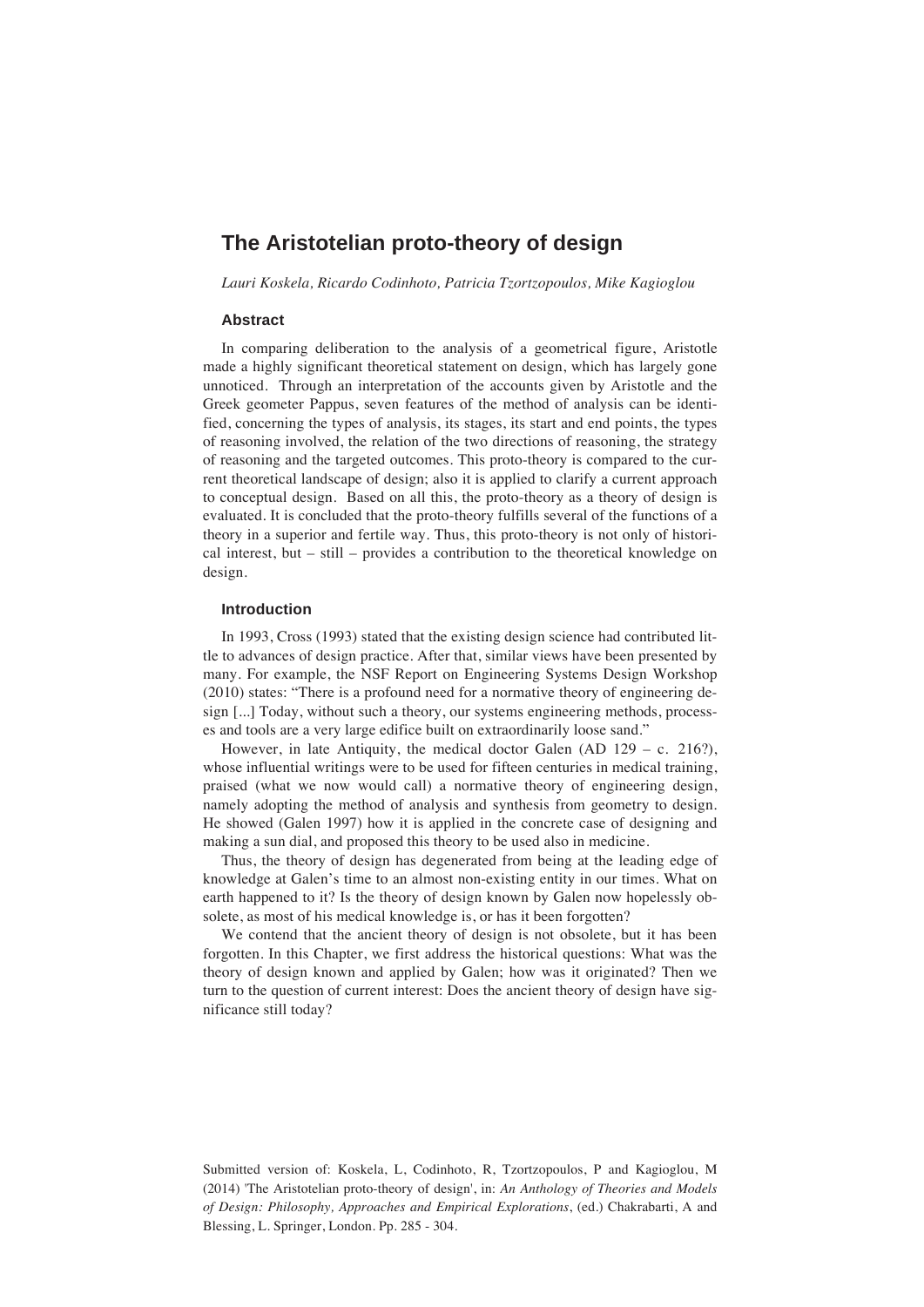# The Aristotelian proto-theory of design

*Lauri Koskela, Ricardo Codinhoto, Patricia Tzortzopoulos, Mike Kagioglou*

### Abstract

In comparing deliberation to the analysis of a geometrical figure, Aristotle made a highly significant theoretical statement on design, which has largely gone unnoticed. Through an interpretation of the accounts given by Aristotle and the Greek geometer Pappus, seven features of the method of analysis can be identified, concerning the types of analysis, its stages, its start and end points, the types of reasoning involved, the relation of the two directions of reasoning, the strategy of reasoning and the targeted outcomes. This proto-theory is compared to the current theoretical landscape of design; also it is applied to clarify a current approach to conceptual design. Based on all this, the proto-theory as a theory of design is evaluated. It is concluded that the proto-theory fulfills several of the functions of a theory in a superior and fertile way. Thus, this proto-theory is not only of historical interest, but – still – provides a contribution to the theoretical knowledge on design.

### Introduction

In 1993, Cross (1993) stated that the existing design science had contributed little to advances of design practice. After that, similar views have been presented by many. For example, the NSF Report on Engineering Systems Design Workshop (2010) states: "There is a profound need for a normative theory of engineering design [...] Today, without such a theory, our systems engineering methods, processes and tools are a very large edifice built on extraordinarily loose sand."

However, in late Antiquity, the medical doctor Galen (AD 129 – c. 216?), whose influential writings were to be used for fifteen centuries in medical training, praised (what we now would call) a normative theory of engineering design, namely adopting the method of analysis and synthesis from geometry to design. He showed (Galen 1997) how it is applied in the concrete case of designing and making a sun dial, and proposed this theory to be used also in medicine.

Thus, the theory of design has degenerated from being at the leading edge of knowledge at Galen's time to an almost non-existing entity in our times. What on earth happened to it? Is the theory of design known by Galen now hopelessly obsolete, as most of his medical knowledge is, or has it been forgotten?

We contend that the ancient theory of design is not obsolete, but it has been forgotten. In this Chapter, we first address the historical questions: What was the theory of design known and applied by Galen; how was it originated? Then we turn to the question of current interest: Does the ancient theory of design have significance still today?

Submitted version of: Koskela, L, Codinhoto, R, Tzortzopoulos, P and Kagioglou, M (2014) 'The Aristotelian proto-theory of design', in: *An Anthology of Theories and Models of Design: Philosophy, Approaches and Empirical Explorations*, (ed.) Chakrabarti, A and Blessing, L. Springer, London. Pp. 285 - 304.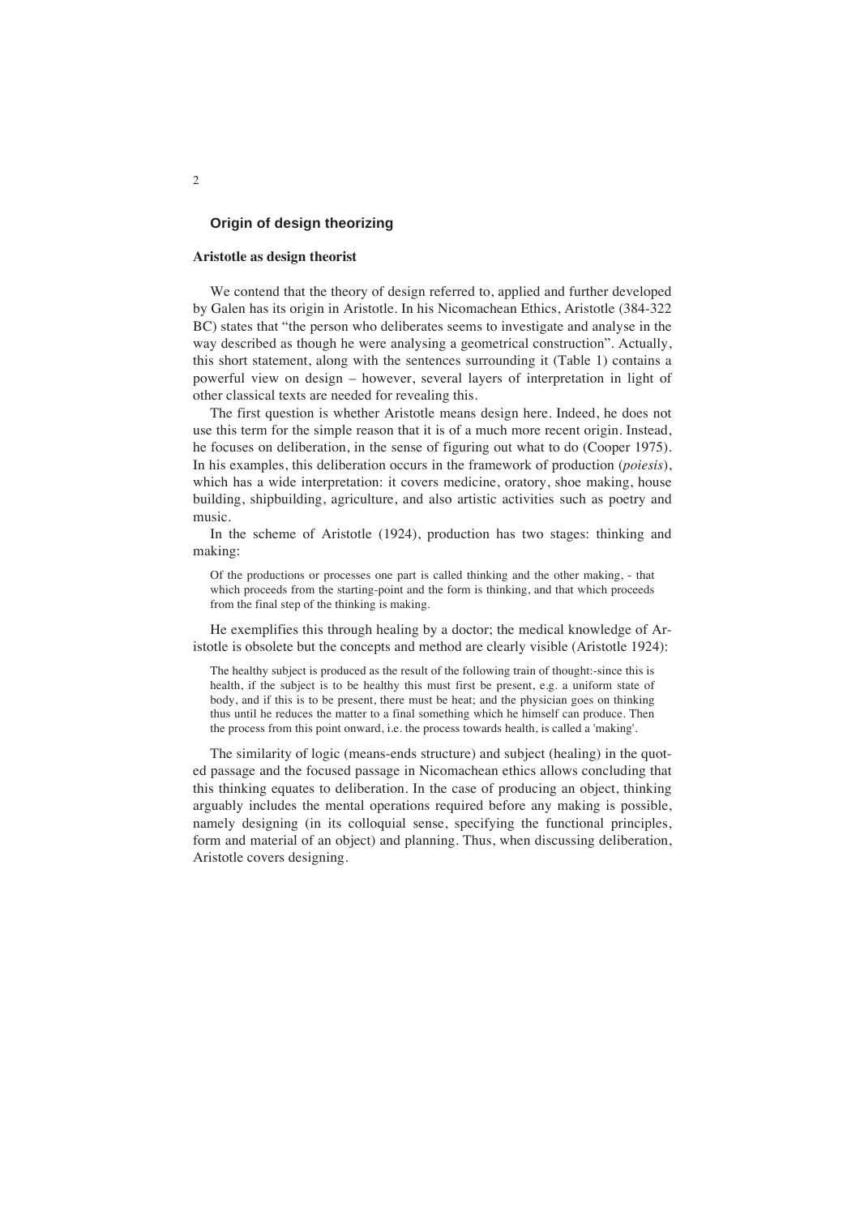## Origin of design theorizing

### Aristotle as design theorist

We contend that the theory of design referred to, applied and further developed by Galen has its origin in Aristotle. In his Nicomachean Ethics, Aristotle (384-322 BC) states that "the person who deliberates seems to investigate and analyse in the way described as though he were analysing a geometrical construction". Actually, this short statement, along with the sentences surrounding it (Table 1) contains a powerful view on design – however, several layers of interpretation in light of other classical texts are needed for revealing this.

The first question is whether Aristotle means design here. Indeed, he does not use this term for the simple reason that it is of a much more recent origin. Instead, he focuses on deliberation, in the sense of figuring out what to do (Cooper 1975). In his examples, this deliberation occurs in the framework of production (*poiesis*), which has a wide interpretation: it covers medicine, oratory, shoe making, house building, shipbuilding, agriculture, and also artistic activities such as poetry and music.

In the scheme of Aristotle (1924), production has two stages: thinking and making:

> Of the productions or processes one part is called thinking and the other making, - that which proceeds from the starting-point and the form is thinking, and that which proceeds from the final step of the thinking is making.

He exemplifies this through healing by a doctor; the medical knowledge of Aristotle is obsolete but the concepts and method are clearly visible (Aristotle 1924):

> The healthy subject is produced as the result of the following train of thought:-since this is health, if the subject is to be healthy this must first be present, e.g. a uniform state of body, and if this is to be present, there must be heat; and the physician goes on thinking thus until he reduces the matter to a final something which he himself can produce. Then the process from this point onward, i.e. the process towards health, is called a 'making'.

The similarity of logic (means-ends structure) and subject (healing) in the quoted passage and the focused passage in Nicomachean ethics allows concluding that this thinking equates to deliberation. In the case of producing an object, thinking arguably includes the mental operations required before any making is possible, namely designing (in its colloquial sense, specifying the functional principles, form and material of an object) and planning. Thus, when discussing deliberation, Aristotle covers designing.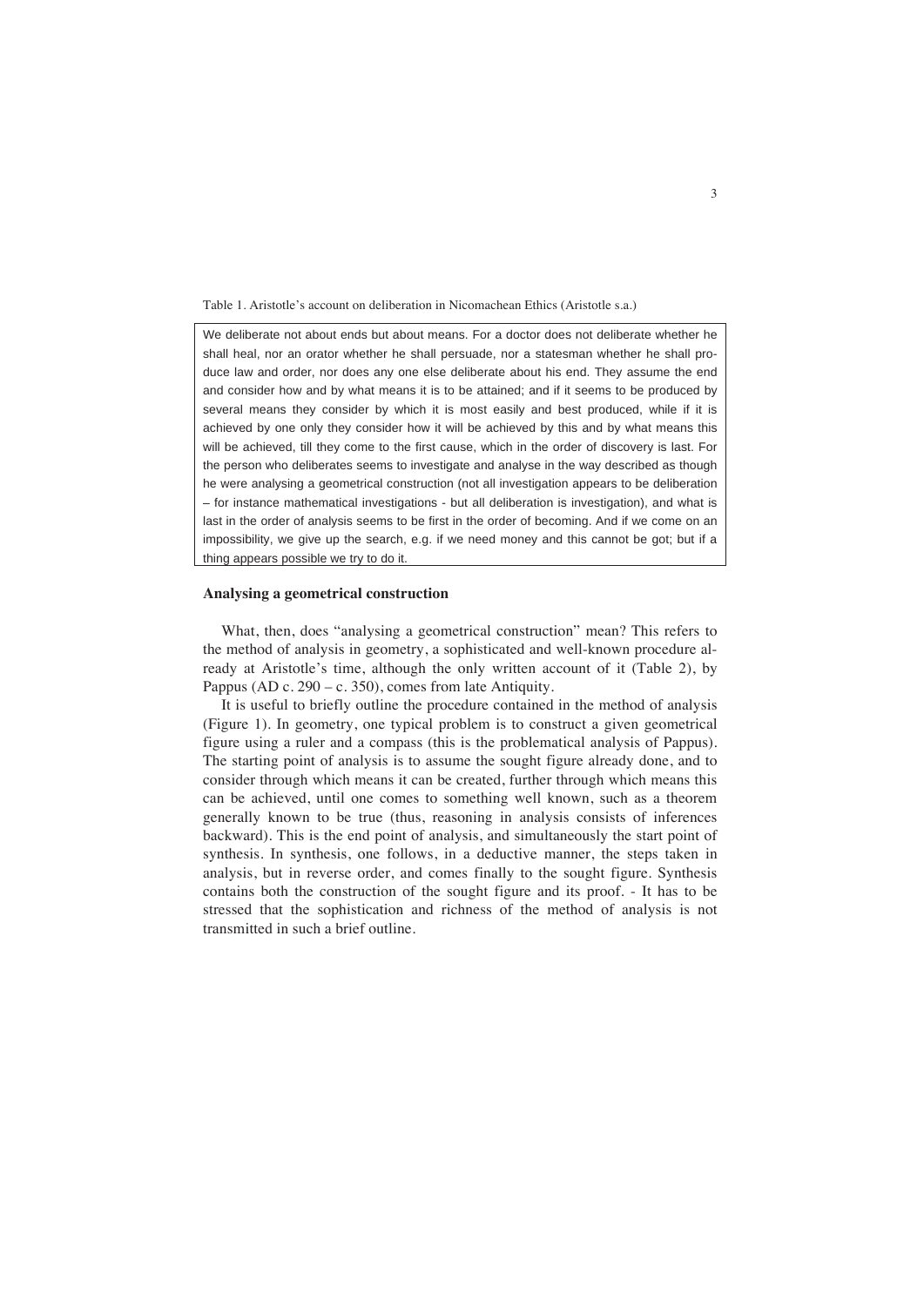Table 1. Aristotle's account on deliberation in Nicomachean Ethics (Aristotle s.a.)

| |
|---|
| We deliberate not about ends but about means. For a doctor does not deliberate whether he shall heal, nor an orator whether he shall persuade, nor a statesman whether he shall produce law and order, nor does any one else deliberate about his end. They assume the end and consider how and by what means it is to be attained; and if it seems to be produced by several means they consider by which it is most easily and best produced, while if it is achieved by one only they consider how it will be achieved by this and by what means this will be achieved, till they come to the first cause, which in the order of discovery is last. For the person who deliberates seems to investigate and analyse in the way described as though he were analysing a geometrical construction (not all investigation appears to be deliberation – for instance mathematical investigations - but all deliberation is investigation), and what is last in the order of analysis seems to be first in the order of becoming. And if we come on an impossibility, we give up the search, e.g. if we need money and this cannot be got; but if a thing appears possible we try to do it. |

### Analysing a geometrical construction

What, then, does "analysing a geometrical construction" mean? This refers to the method of analysis in geometry, a sophisticated and well-known procedure already at Aristotle's time, although the only written account of it (Table 2), by Pappus (AD c. 290 – c. 350), comes from late Antiquity.

It is useful to briefly outline the procedure contained in the method of analysis (Figure 1). In geometry, one typical problem is to construct a given geometrical figure using a ruler and a compass (this is the problematical analysis of Pappus). The starting point of analysis is to assume the sought figure already done, and to consider through which means it can be created, further through which means this can be achieved, until one comes to something well known, such as a theorem generally known to be true (thus, reasoning in analysis consists of inferences backward). This is the end point of analysis, and simultaneously the start point of synthesis. In synthesis, one follows, in a deductive manner, the steps taken in analysis, but in reverse order, and comes finally to the sought figure. Synthesis contains both the construction of the sought figure and its proof. - It has to be stressed that the sophistication and richness of the method of analysis is not transmitted in such a brief outline.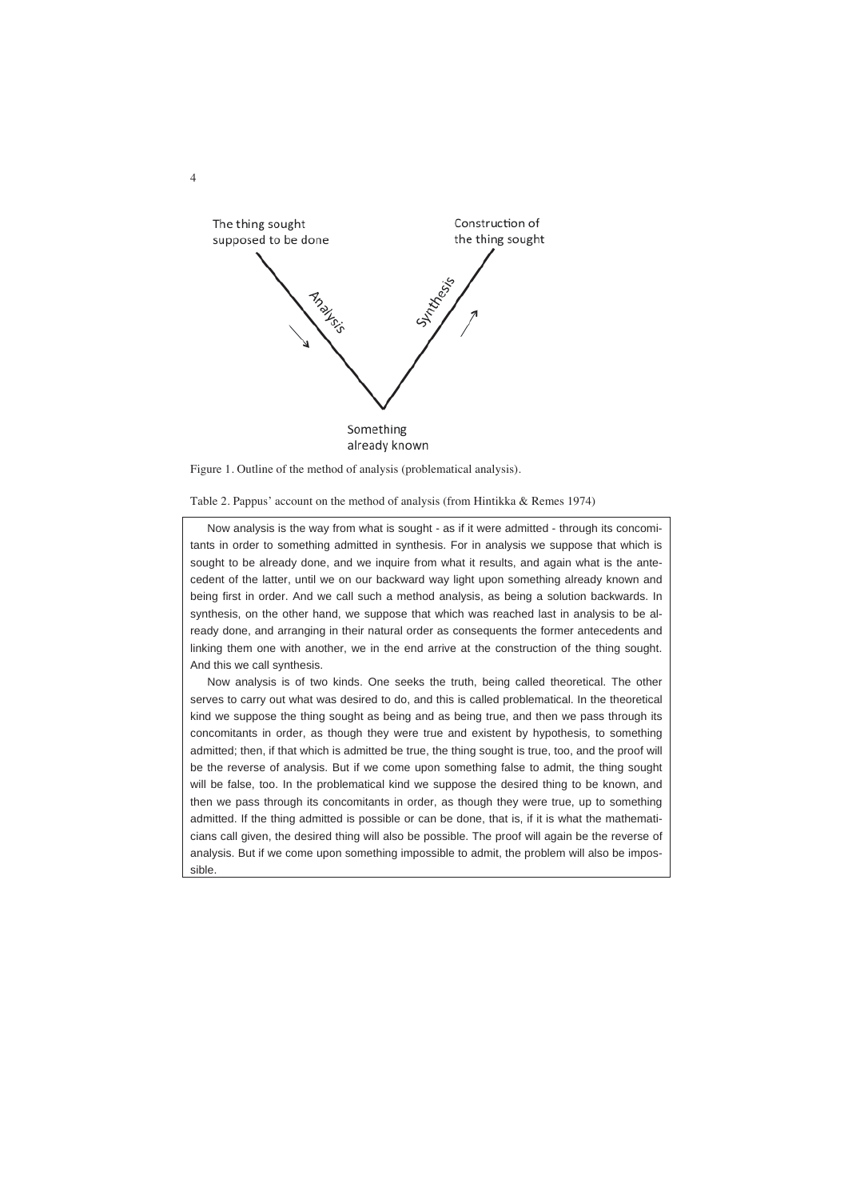The thing sought
supposed to be done

Analysis

Synthesis

Construction of
the thing sought

Something
already known

Figure 1. Outline of the method of analysis (problematical analysis).

Table 2. Pappus' account on the method of analysis (from Hintikka & Remes 1974)

Now analysis is the way from what is sought - as if it were admitted - through its concomitants in order to something admitted in synthesis. For in analysis we suppose that which is sought to be already done, and we inquire from what it results, and again what is the antecedent of the latter, until we on our backward way light upon something already known and being first in order. And we call such a method analysis, as being a solution backwards. In synthesis, on the other hand, we suppose that which was reached last in analysis to be already done, and arranging in their natural order as consequents the former antecedents and linking them one with another, we in the end arrive at the construction of the thing sought. And this we call synthesis.

Now analysis is of two kinds. One seeks the truth, being called theoretical. The other serves to carry out what was desired to do, and this is called problematical. In the theoretical kind we suppose the thing sought as being and as being true, and then we pass through its concomitants in order, as though they were true and existent by hypothesis, to something admitted; then, if that which is admitted be true, the thing sought is true, too, and the proof will be the reverse of analysis. But if we come upon something false to admit, the thing sought will be false, too. In the problematical kind we suppose the desired thing to be known, and then we pass through its concomitants in order, as though they were true, up to something admitted. If the thing admitted is possible or can be done, that is, if it is what the mathematicians call given, the desired thing will also be possible. The proof will again be the reverse of analysis. But if we come upon something impossible to admit, the problem will also be impossible.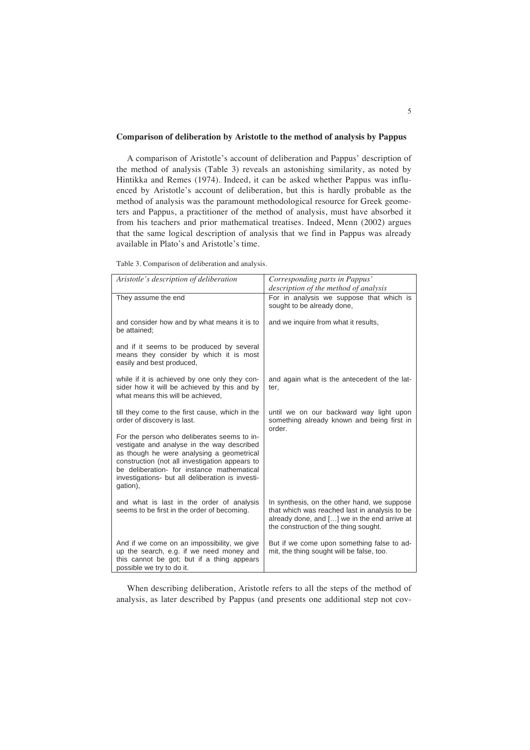**Comparison of deliberation by Aristotle to the method of analysis by Pappus**

A comparison of Aristotle's account of deliberation and Pappus' description of the method of analysis (Table 3) reveals an astonishing similarity, as noted by Hintikka and Remes (1974). Indeed, it can be asked whether Pappus was influenced by Aristotle's account of deliberation, but this is hardly probable as the method of analysis was the paramount methodological resource for Greek geometers and Pappus, a practitioner of the method of analysis, must have absorbed it from his teachers and prior mathematical treatises. Indeed, Menn (2002) argues that the same logical description of analysis that we find in Pappus was already available in Plato's and Aristotle's time.

Table 3. Comparison of deliberation and analysis.

| *Aristotle's description of deliberation* | *Corresponding parts in Pappus' description of the method of analysis* |
|---|---|
| They assume the end | For in analysis we suppose that which is sought to be already done, |
| and consider how and by what means it is to be attained; | and we inquire from what it results, |
| and if it seems to be produced by several means they consider by which it is most easily and best produced, | |
| while if it is achieved by one only they consider how it will be achieved by this and by what means this will be achieved, | and again what is the antecedent of the latter, |
| till they come to the first cause, which in the order of discovery is last. | until we on our backward way light upon something already known and being first in order. |
| For the person who deliberates seems to investigate and analyse in the way described as though he were analysing a geometrical construction (not all investigation appears to be deliberation- for instance mathematical investigations- but all deliberation is investigation), | |
| and what is last in the order of analysis seems to be first in the order of becoming. | In synthesis, on the other hand, we suppose that which was reached last in analysis to be already done, and […] we in the end arrive at the construction of the thing sought. |
| And if we come on an impossibility, we give up the search, e.g. if we need money and this cannot be got; but if a thing appears possible we try to do it. | But if we come upon something false to admit, the thing sought will be false, too. |

When describing deliberation, Aristotle refers to all the steps of the method of analysis, as later described by Pappus (and presents one additional step not cov-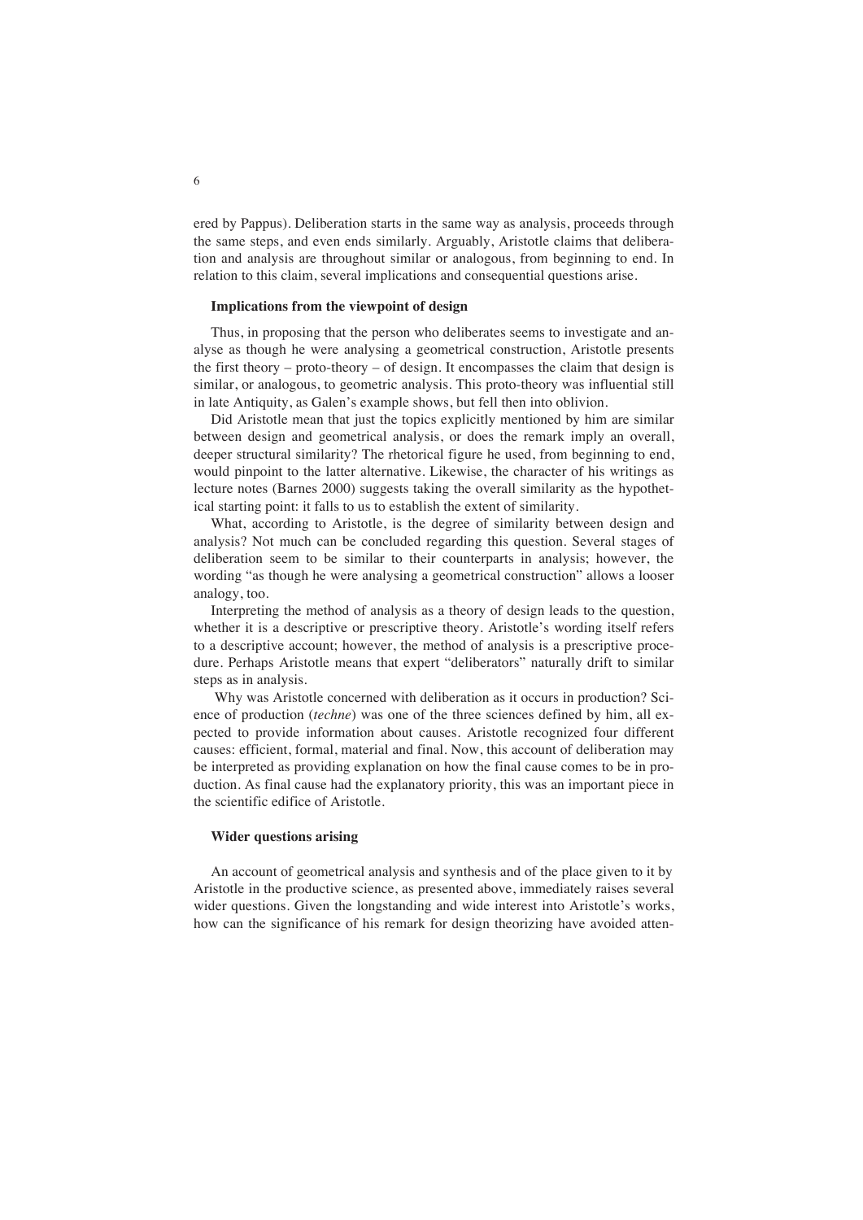ered by Pappus). Deliberation starts in the same way as analysis, proceeds through the same steps, and even ends similarly. Arguably, Aristotle claims that deliberation and analysis are throughout similar or analogous, from beginning to end. In relation to this claim, several implications and consequential questions arise.

### Implications from the viewpoint of design

Thus, in proposing that the person who deliberates seems to investigate and analyse as though he were analysing a geometrical construction, Aristotle presents the first theory – proto-theory – of design. It encompasses the claim that design is similar, or analogous, to geometric analysis. This proto-theory was influential still in late Antiquity, as Galen's example shows, but fell then into oblivion.

Did Aristotle mean that just the topics explicitly mentioned by him are similar between design and geometrical analysis, or does the remark imply an overall, deeper structural similarity? The rhetorical figure he used, from beginning to end, would pinpoint to the latter alternative. Likewise, the character of his writings as lecture notes (Barnes 2000) suggests taking the overall similarity as the hypothetical starting point: it falls to us to establish the extent of similarity.

What, according to Aristotle, is the degree of similarity between design and analysis? Not much can be concluded regarding this question. Several stages of deliberation seem to be similar to their counterparts in analysis; however, the wording "as though he were analysing a geometrical construction" allows a looser analogy, too.

Interpreting the method of analysis as a theory of design leads to the question, whether it is a descriptive or prescriptive theory. Aristotle's wording itself refers to a descriptive account; however, the method of analysis is a prescriptive procedure. Perhaps Aristotle means that expert "deliberators" naturally drift to similar steps as in analysis.

Why was Aristotle concerned with deliberation as it occurs in production? Science of production (*techne*) was one of the three sciences defined by him, all expected to provide information about causes. Aristotle recognized four different causes: efficient, formal, material and final. Now, this account of deliberation may be interpreted as providing explanation on how the final cause comes to be in production. As final cause had the explanatory priority, this was an important piece in the scientific edifice of Aristotle.

### Wider questions arising

An account of geometrical analysis and synthesis and of the place given to it by Aristotle in the productive science, as presented above, immediately raises several wider questions. Given the longstanding and wide interest into Aristotle's works, how can the significance of his remark for design theorizing have avoided atten-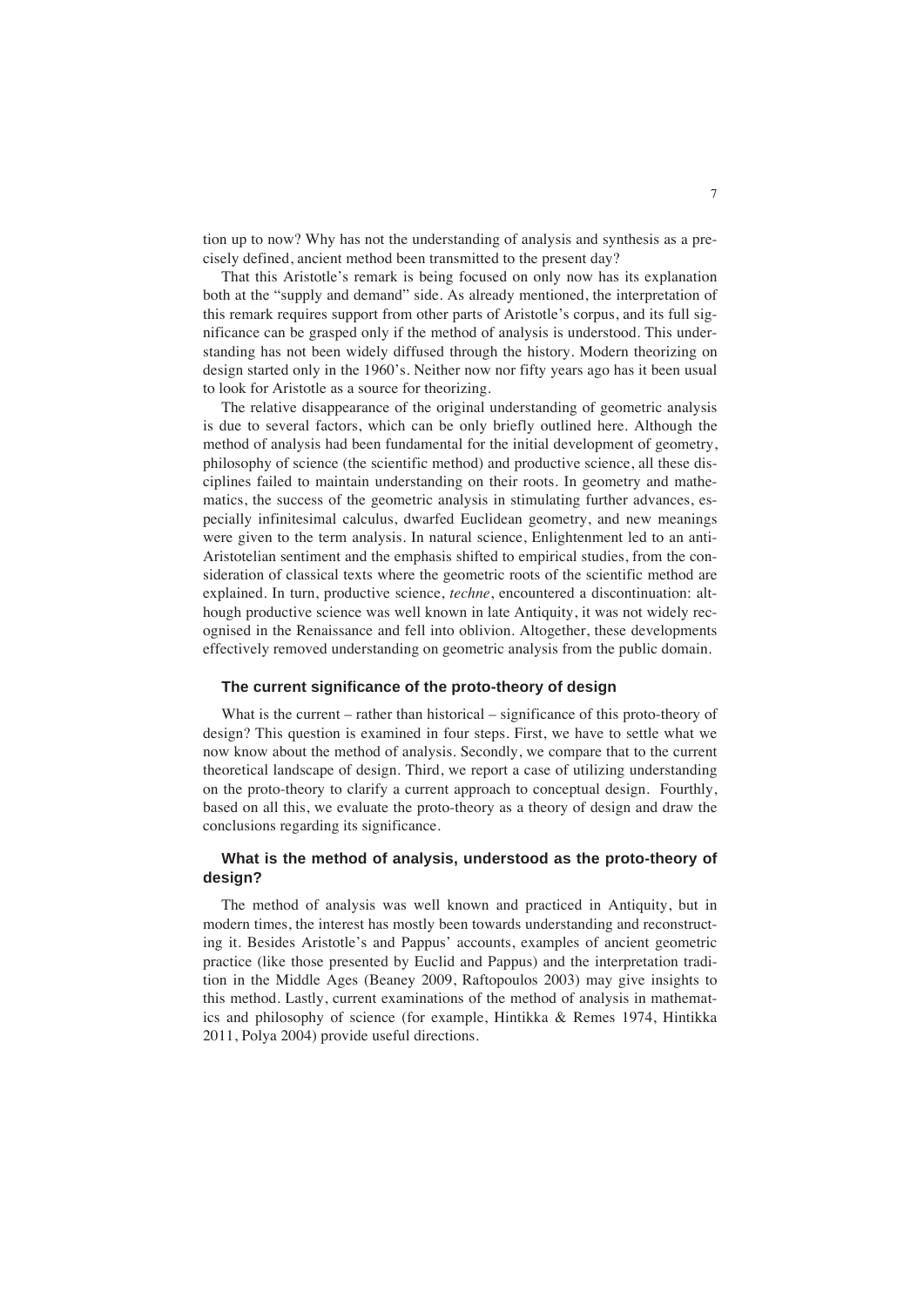tion up to now? Why has not the understanding of analysis and synthesis as a precisely defined, ancient method been transmitted to the present day?

That this Aristotle's remark is being focused on only now has its explanation both at the "supply and demand" side. As already mentioned, the interpretation of this remark requires support from other parts of Aristotle's corpus, and its full significance can be grasped only if the method of analysis is understood. This understanding has not been widely diffused through the history. Modern theorizing on design started only in the 1960's. Neither now nor fifty years ago has it been usual to look for Aristotle as a source for theorizing.

The relative disappearance of the original understanding of geometric analysis is due to several factors, which can be only briefly outlined here. Although the method of analysis had been fundamental for the initial development of geometry, philosophy of science (the scientific method) and productive science, all these disciplines failed to maintain understanding on their roots. In geometry and mathematics, the success of the geometric analysis in stimulating further advances, especially infinitesimal calculus, dwarfed Euclidean geometry, and new meanings were given to the term analysis. In natural science, Enlightenment led to an anti-Aristotelian sentiment and the emphasis shifted to empirical studies, from the consideration of classical texts where the geometric roots of the scientific method are explained. In turn, productive science, *techne*, encountered a discontinuation: although productive science was well known in late Antiquity, it was not widely recognised in the Renaissance and fell into oblivion. Altogether, these developments effectively removed understanding on geometric analysis from the public domain.

## The current significance of the proto-theory of design

What is the current – rather than historical – significance of this proto-theory of design? This question is examined in four steps. First, we have to settle what we now know about the method of analysis. Secondly, we compare that to the current theoretical landscape of design. Third, we report a case of utilizing understanding on the proto-theory to clarify a current approach to conceptual design. Fourthly, based on all this, we evaluate the proto-theory as a theory of design and draw the conclusions regarding its significance.

## What is the method of analysis, understood as the proto-theory of design?

The method of analysis was well known and practiced in Antiquity, but in modern times, the interest has mostly been towards understanding and reconstructing it. Besides Aristotle's and Pappus' accounts, examples of ancient geometric practice (like those presented by Euclid and Pappus) and the interpretation tradition in the Middle Ages (Beaney 2009, Raftopoulos 2003) may give insights to this method. Lastly, current examinations of the method of analysis in mathematics and philosophy of science (for example, Hintikka & Remes 1974, Hintikka 2011, Polya 2004) provide useful directions.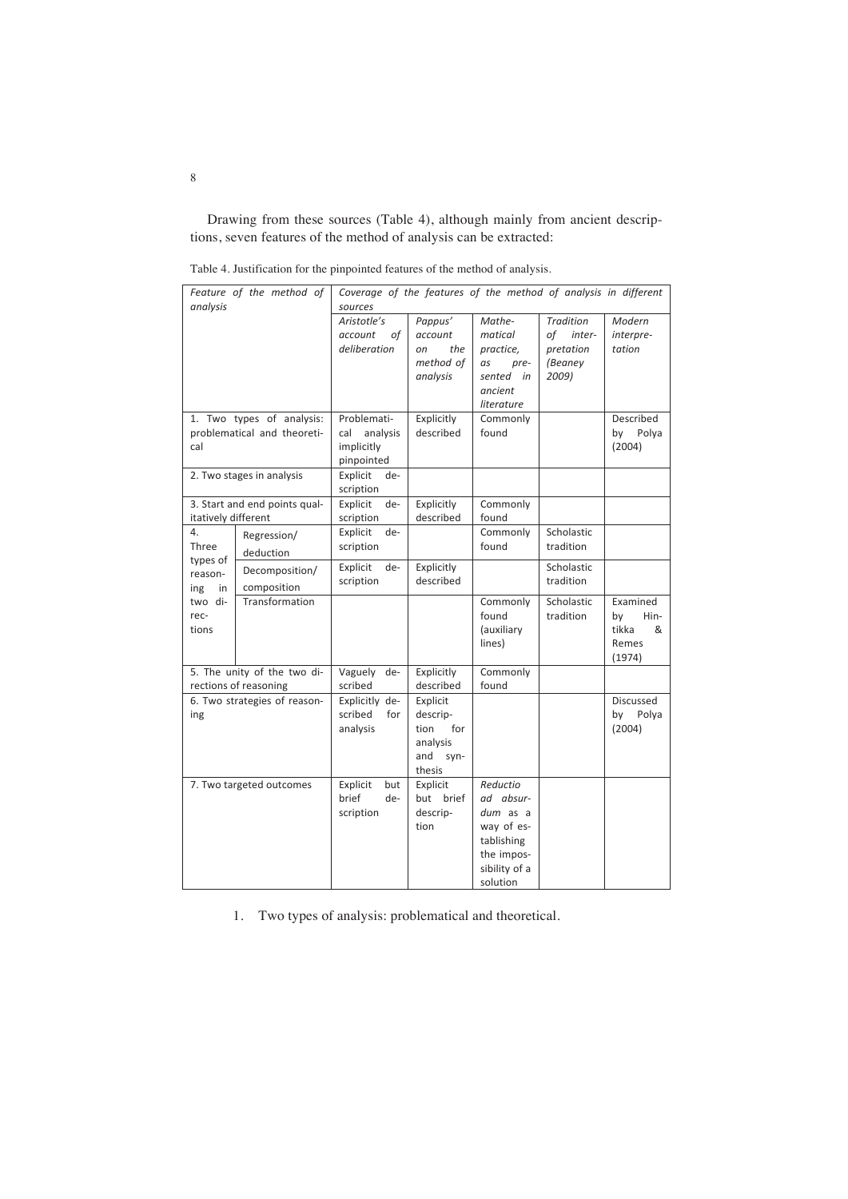Drawing from these sources (Table 4), although mainly from ancient descriptions, seven features of the method of analysis can be extracted:

Table 4. Justification for the pinpointed features of the method of analysis.

| *Feature of the method of analysis* | | *Coverage of the features of the method of analysis in different sources* | | | | |
|---|---|---|---|---|---|---|
| | | *Aristotle's account of deliberation* | *Pappus' account on the method of analysis* | *Mathematical practice, as presented in ancient literature* | *Tradition of interpretation (Beaney 2009)* | *Modern interpretation* |
| 1. Two types of analysis: problematical and theoretical | | Problematical analysis implicitly pinpointed | Explicitly described | Commonly found | | Described by Polya (2004) |
| 2. Two stages in analysis | | Explicit description | | | | |
| 3. Start and end points qualitatively different | | Explicit description | Explicitly described | Commonly found | | |
| 4. Three types of reasoning in two directions | Regression/ deduction | Explicit description | | Commonly found | Scholastic tradition | |
| | Decomposition/ composition | Explicit description | Explicitly described | | Scholastic tradition | |
| | Transformation | | | Commonly found (auxiliary lines) | Scholastic tradition | Examined by Hintikka & Remes (1974) |
| 5. The unity of the two directions of reasoning | | Vaguely described | Explicitly described | Commonly found | | |
| 6. Two strategies of reasoning | | Explicitly described for analysis | Explicit description for analysis and synthesis | | | Discussed by Polya (2004) |
| 7. Two targeted outcomes | | Explicit but brief description | Explicit but brief description | *Reductio ad absurdum* as a way of establishing the impossibility of a solution | | |

1. Two types of analysis: problematical and theoretical.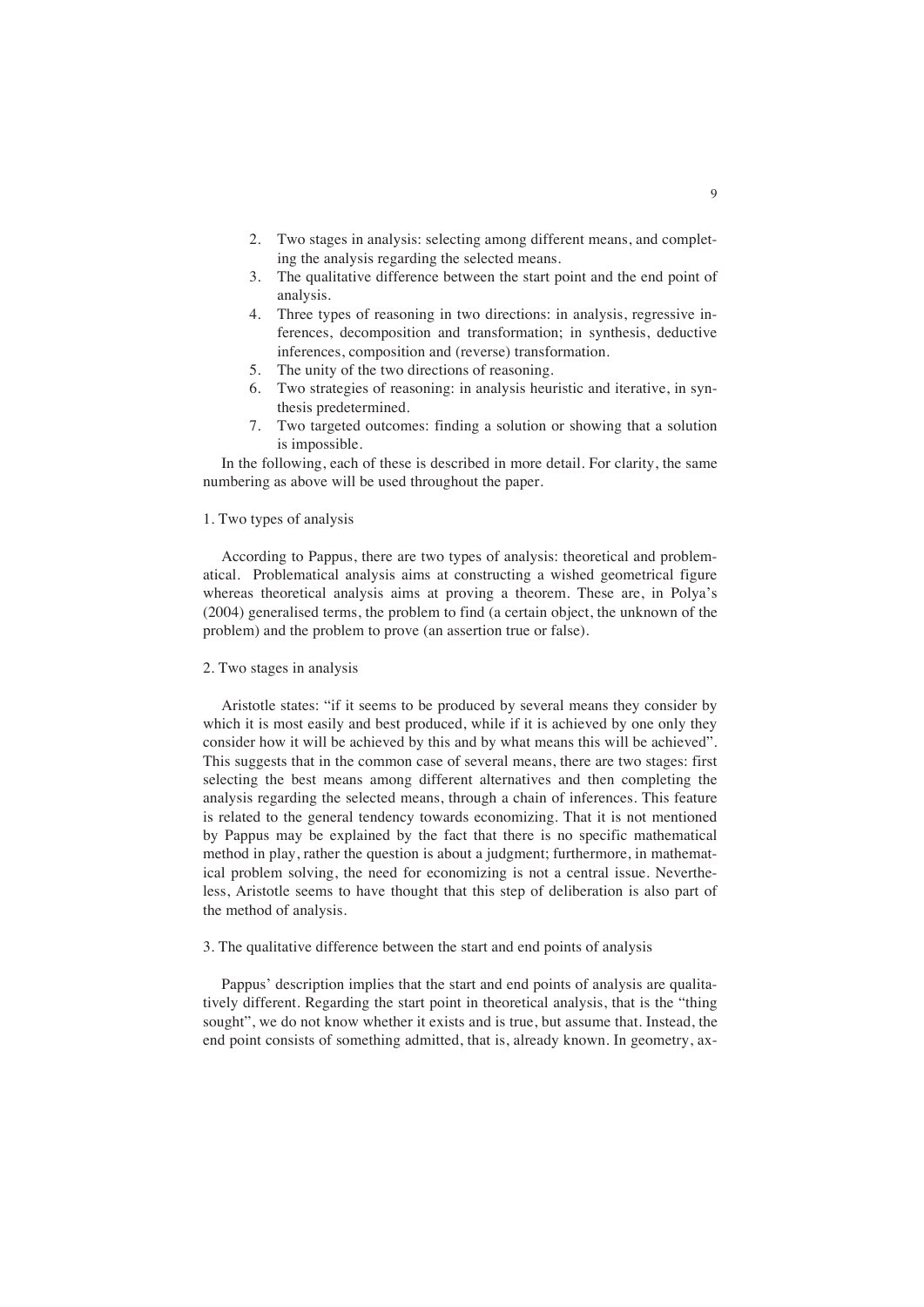2. Two stages in analysis: selecting among different means, and completing the analysis regarding the selected means.
3. The qualitative difference between the start point and the end point of analysis.
4. Three types of reasoning in two directions: in analysis, regressive inferences, decomposition and transformation; in synthesis, deductive inferences, composition and (reverse) transformation.
5. The unity of the two directions of reasoning.
6. Two strategies of reasoning: in analysis heuristic and iterative, in synthesis predetermined.
7. Two targeted outcomes: finding a solution or showing that a solution is impossible.

In the following, each of these is described in more detail. For clarity, the same numbering as above will be used throughout the paper.

1. Two types of analysis

According to Pappus, there are two types of analysis: theoretical and problematical. Problematical analysis aims at constructing a wished geometrical figure whereas theoretical analysis aims at proving a theorem. These are, in Polya's (2004) generalised terms, the problem to find (a certain object, the unknown of the problem) and the problem to prove (an assertion true or false).

2. Two stages in analysis

Aristotle states: "if it seems to be produced by several means they consider by which it is most easily and best produced, while if it is achieved by one only they consider how it will be achieved by this and by what means this will be achieved". This suggests that in the common case of several means, there are two stages: first selecting the best means among different alternatives and then completing the analysis regarding the selected means, through a chain of inferences. This feature is related to the general tendency towards economizing. That it is not mentioned by Pappus may be explained by the fact that there is no specific mathematical method in play, rather the question is about a judgment; furthermore, in mathematical problem solving, the need for economizing is not a central issue. Nevertheless, Aristotle seems to have thought that this step of deliberation is also part of the method of analysis.

3. The qualitative difference between the start and end points of analysis

Pappus' description implies that the start and end points of analysis are qualitatively different. Regarding the start point in theoretical analysis, that is the "thing sought", we do not know whether it exists and is true, but assume that. Instead, the end point consists of something admitted, that is, already known. In geometry, ax-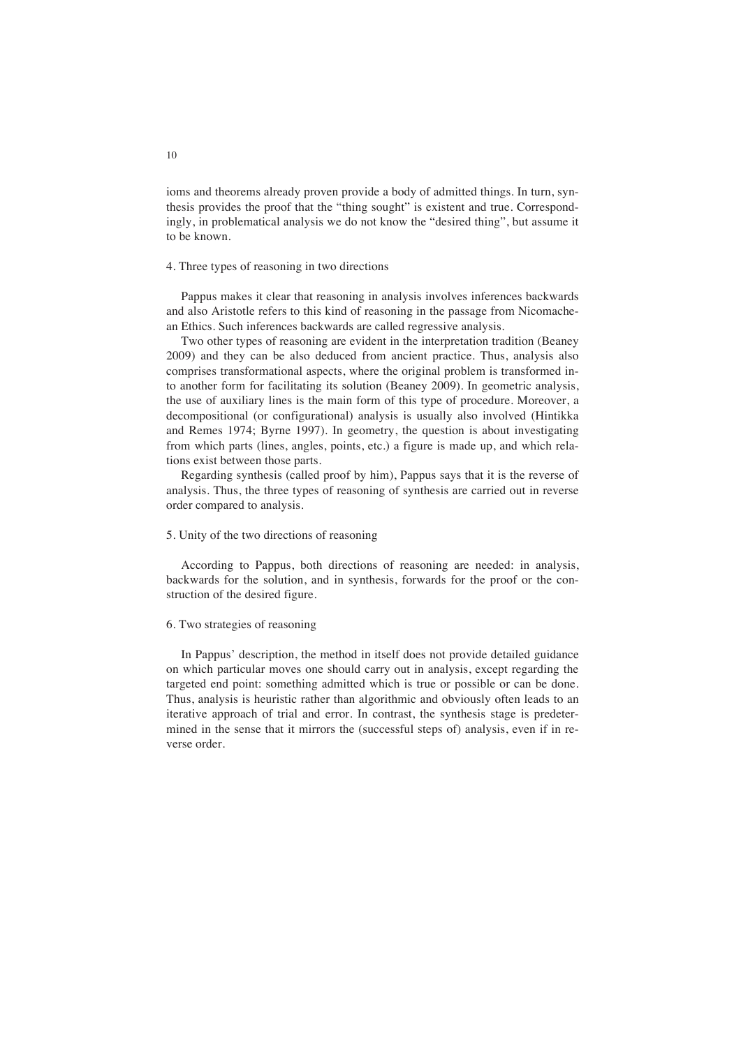ioms and theorems already proven provide a body of admitted things. In turn, synthesis provides the proof that the "thing sought" is existent and true. Correspondingly, in problematical analysis we do not know the "desired thing", but assume it to be known.

## 4. Three types of reasoning in two directions

Pappus makes it clear that reasoning in analysis involves inferences backwards and also Aristotle refers to this kind of reasoning in the passage from Nicomachean Ethics. Such inferences backwards are called regressive analysis.

Two other types of reasoning are evident in the interpretation tradition (Beaney 2009) and they can be also deduced from ancient practice. Thus, analysis also comprises transformational aspects, where the original problem is transformed into another form for facilitating its solution (Beaney 2009). In geometric analysis, the use of auxiliary lines is the main form of this type of procedure. Moreover, a decompositional (or configurational) analysis is usually also involved (Hintikka and Remes 1974; Byrne 1997). In geometry, the question is about investigating from which parts (lines, angles, points, etc.) a figure is made up, and which relations exist between those parts.

Regarding synthesis (called proof by him), Pappus says that it is the reverse of analysis. Thus, the three types of reasoning of synthesis are carried out in reverse order compared to analysis.

## 5. Unity of the two directions of reasoning

According to Pappus, both directions of reasoning are needed: in analysis, backwards for the solution, and in synthesis, forwards for the proof or the construction of the desired figure.

## 6. Two strategies of reasoning

In Pappus' description, the method in itself does not provide detailed guidance on which particular moves one should carry out in analysis, except regarding the targeted end point: something admitted which is true or possible or can be done. Thus, analysis is heuristic rather than algorithmic and obviously often leads to an iterative approach of trial and error. In contrast, the synthesis stage is predetermined in the sense that it mirrors the (successful steps of) analysis, even if in reverse order.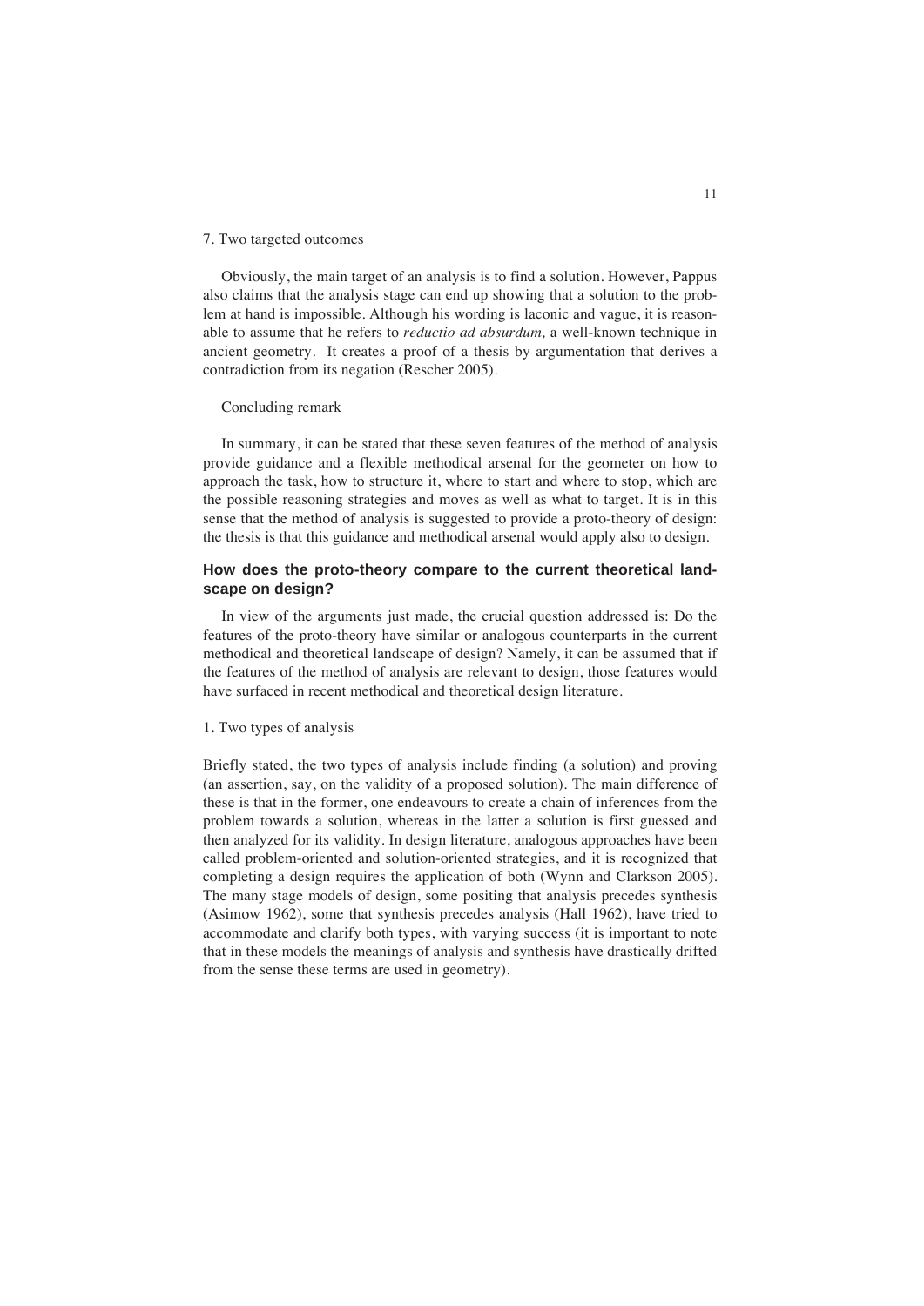7. Two targeted outcomes

Obviously, the main target of an analysis is to find a solution. However, Pappus also claims that the analysis stage can end up showing that a solution to the problem at hand is impossible. Although his wording is laconic and vague, it is reasonable to assume that he refers to *reductio ad absurdum,* a well-known technique in ancient geometry. It creates a proof of a thesis by argumentation that derives a contradiction from its negation (Rescher 2005).

Concluding remark

In summary, it can be stated that these seven features of the method of analysis provide guidance and a flexible methodical arsenal for the geometer on how to approach the task, how to structure it, where to start and where to stop, which are the possible reasoning strategies and moves as well as what to target. It is in this sense that the method of analysis is suggested to provide a proto-theory of design: the thesis is that this guidance and methodical arsenal would apply also to design.

## How does the proto-theory compare to the current theoretical landscape on design?

In view of the arguments just made, the crucial question addressed is: Do the features of the proto-theory have similar or analogous counterparts in the current methodical and theoretical landscape of design? Namely, it can be assumed that if the features of the method of analysis are relevant to design, those features would have surfaced in recent methodical and theoretical design literature.

1. Two types of analysis

Briefly stated, the two types of analysis include finding (a solution) and proving (an assertion, say, on the validity of a proposed solution). The main difference of these is that in the former, one endeavours to create a chain of inferences from the problem towards a solution, whereas in the latter a solution is first guessed and then analyzed for its validity. In design literature, analogous approaches have been called problem-oriented and solution-oriented strategies, and it is recognized that completing a design requires the application of both (Wynn and Clarkson 2005). The many stage models of design, some positing that analysis precedes synthesis (Asimow 1962), some that synthesis precedes analysis (Hall 1962), have tried to accommodate and clarify both types, with varying success (it is important to note that in these models the meanings of analysis and synthesis have drastically drifted from the sense these terms are used in geometry).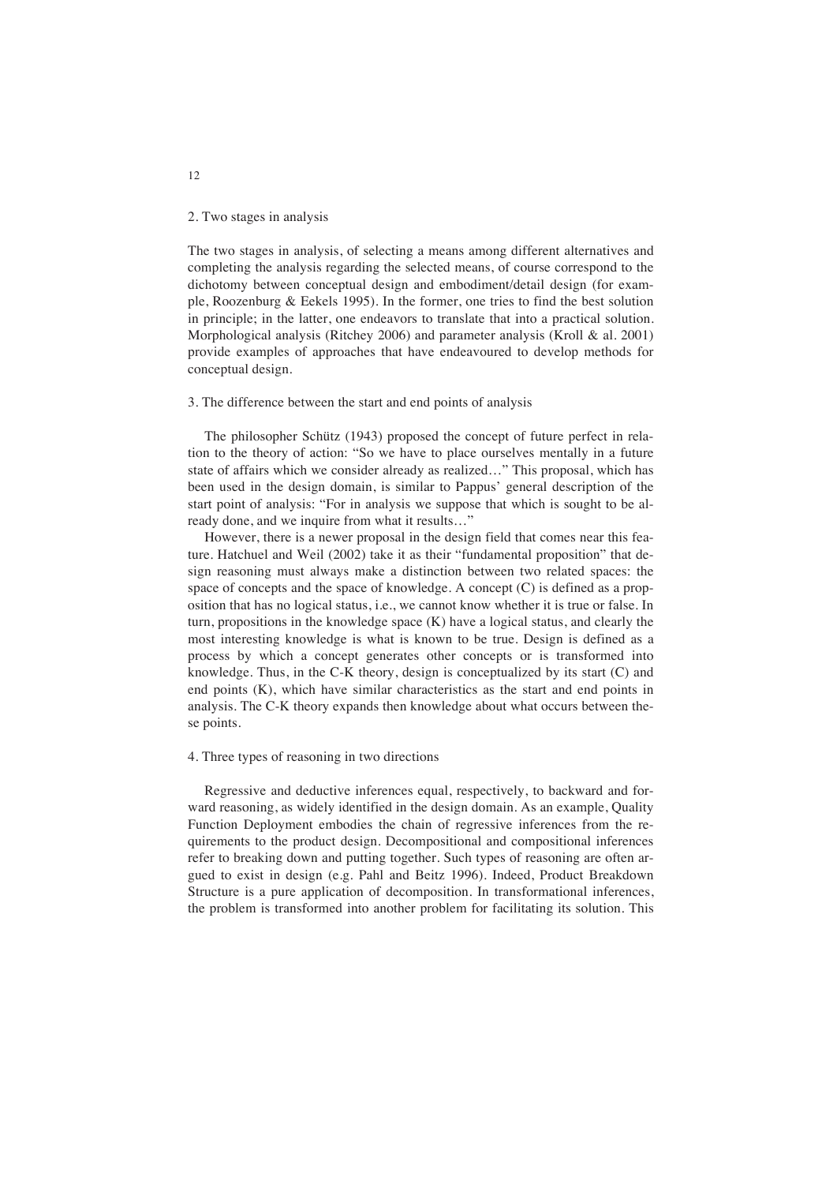2. Two stages in analysis

The two stages in analysis, of selecting a means among different alternatives and completing the analysis regarding the selected means, of course correspond to the dichotomy between conceptual design and embodiment/detail design (for example, Roozenburg & Eekels 1995). In the former, one tries to find the best solution in principle; in the latter, one endeavors to translate that into a practical solution. Morphological analysis (Ritchey 2006) and parameter analysis (Kroll & al. 2001) provide examples of approaches that have endeavoured to develop methods for conceptual design.

3. The difference between the start and end points of analysis

The philosopher Schütz (1943) proposed the concept of future perfect in relation to the theory of action: "So we have to place ourselves mentally in a future state of affairs which we consider already as realized…" This proposal, which has been used in the design domain, is similar to Pappus' general description of the start point of analysis: "For in analysis we suppose that which is sought to be already done, and we inquire from what it results…"

However, there is a newer proposal in the design field that comes near this feature. Hatchuel and Weil (2002) take it as their "fundamental proposition" that design reasoning must always make a distinction between two related spaces: the space of concepts and the space of knowledge. A concept (C) is defined as a proposition that has no logical status, i.e., we cannot know whether it is true or false. In turn, propositions in the knowledge space (K) have a logical status, and clearly the most interesting knowledge is what is known to be true. Design is defined as a process by which a concept generates other concepts or is transformed into knowledge. Thus, in the C-K theory, design is conceptualized by its start (C) and end points (K), which have similar characteristics as the start and end points in analysis. The C-K theory expands then knowledge about what occurs between these points.

4. Three types of reasoning in two directions

Regressive and deductive inferences equal, respectively, to backward and forward reasoning, as widely identified in the design domain. As an example, Quality Function Deployment embodies the chain of regressive inferences from the requirements to the product design. Decompositional and compositional inferences refer to breaking down and putting together. Such types of reasoning are often argued to exist in design (e.g. Pahl and Beitz 1996). Indeed, Product Breakdown Structure is a pure application of decomposition. In transformational inferences, the problem is transformed into another problem for facilitating its solution. This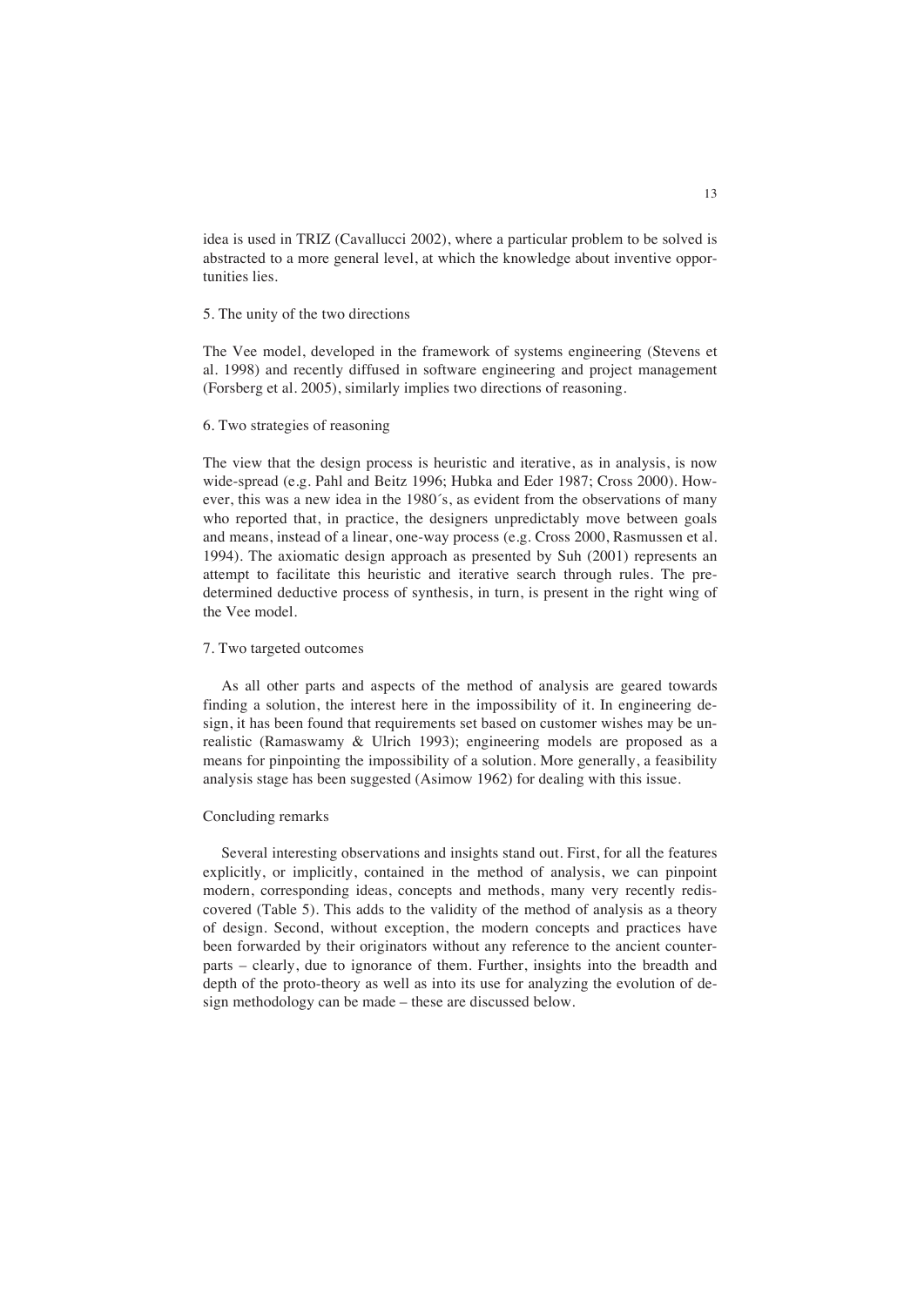idea is used in TRIZ (Cavallucci 2002), where a particular problem to be solved is abstracted to a more general level, at which the knowledge about inventive opportunities lies.

### 5. The unity of the two directions

The Vee model, developed in the framework of systems engineering (Stevens et al. 1998) and recently diffused in software engineering and project management (Forsberg et al. 2005), similarly implies two directions of reasoning.

### 6. Two strategies of reasoning

The view that the design process is heuristic and iterative, as in analysis, is now wide-spread (e.g. Pahl and Beitz 1996; Hubka and Eder 1987; Cross 2000). However, this was a new idea in the 1980´s, as evident from the observations of many who reported that, in practice, the designers unpredictably move between goals and means, instead of a linear, one-way process (e.g. Cross 2000, Rasmussen et al. 1994). The axiomatic design approach as presented by Suh (2001) represents an attempt to facilitate this heuristic and iterative search through rules. The predetermined deductive process of synthesis, in turn, is present in the right wing of the Vee model.

### 7. Two targeted outcomes

As all other parts and aspects of the method of analysis are geared towards finding a solution, the interest here in the impossibility of it. In engineering design, it has been found that requirements set based on customer wishes may be unrealistic (Ramaswamy & Ulrich 1993); engineering models are proposed as a means for pinpointing the impossibility of a solution. More generally, a feasibility analysis stage has been suggested (Asimow 1962) for dealing with this issue.

## Concluding remarks

Several interesting observations and insights stand out. First, for all the features explicitly, or implicitly, contained in the method of analysis, we can pinpoint modern, corresponding ideas, concepts and methods, many very recently rediscovered (Table 5). This adds to the validity of the method of analysis as a theory of design. Second, without exception, the modern concepts and practices have been forwarded by their originators without any reference to the ancient counterparts – clearly, due to ignorance of them. Further, insights into the breadth and depth of the proto-theory as well as into its use for analyzing the evolution of design methodology can be made – these are discussed below.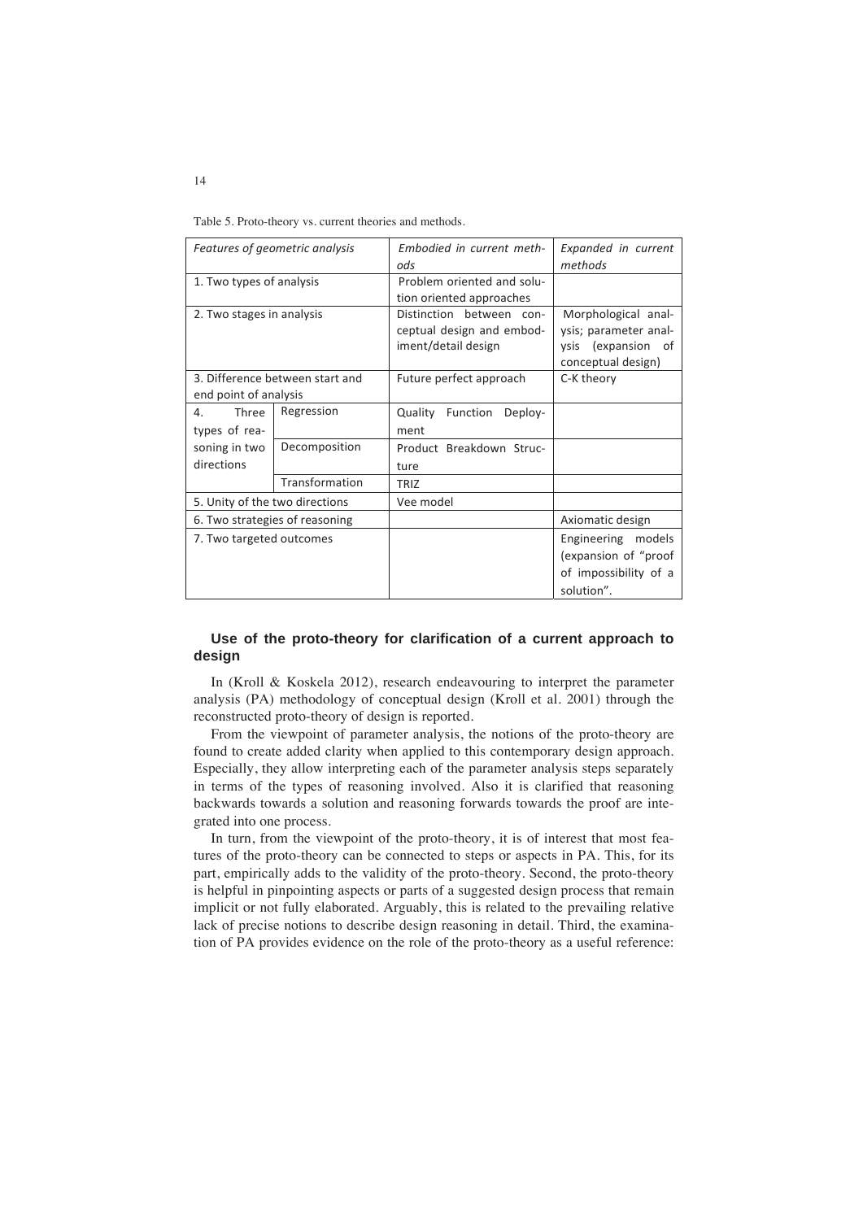Table 5. Proto-theory vs. current theories and methods.

| *Features of geometric analysis* | | *Embodied in current methods* | *Expanded in current methods* |
|---|---|---|---|
| 1. Two types of analysis | | Problem oriented and solution oriented approaches | |
| 2. Two stages in analysis | | Distinction between conceptual design and embodiment/detail design | Morphological analysis; parameter analysis (expansion of conceptual design) |
| 3. Difference between start and end point of analysis | | Future perfect approach | C-K theory |
| 4. Three types of reasoning in two directions | Regression | Quality Function Deployment | |
| | Decomposition | Product Breakdown Structure | |
| | Transformation | TRIZ | |
| 5. Unity of the two directions | | Vee model | |
| 6. Two strategies of reasoning | | | Axiomatic design |
| 7. Two targeted outcomes | | | Engineering models (expansion of "proof of impossibility of a solution". |

### Use of the proto-theory for clarification of a current approach to design

In (Kroll & Koskela 2012), research endeavouring to interpret the parameter analysis (PA) methodology of conceptual design (Kroll et al. 2001) through the reconstructed proto-theory of design is reported.

From the viewpoint of parameter analysis, the notions of the proto-theory are found to create added clarity when applied to this contemporary design approach. Especially, they allow interpreting each of the parameter analysis steps separately in terms of the types of reasoning involved. Also it is clarified that reasoning backwards towards a solution and reasoning forwards towards the proof are integrated into one process.

In turn, from the viewpoint of the proto-theory, it is of interest that most features of the proto-theory can be connected to steps or aspects in PA. This, for its part, empirically adds to the validity of the proto-theory. Second, the proto-theory is helpful in pinpointing aspects or parts of a suggested design process that remain implicit or not fully elaborated. Arguably, this is related to the prevailing relative lack of precise notions to describe design reasoning in detail. Third, the examination of PA provides evidence on the role of the proto-theory as a useful reference: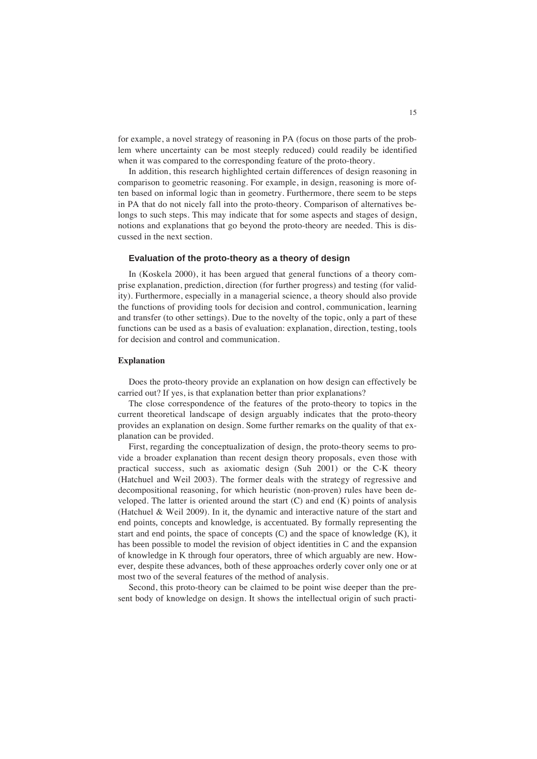for example, a novel strategy of reasoning in PA (focus on those parts of the problem where uncertainty can be most steeply reduced) could readily be identified when it was compared to the corresponding feature of the proto-theory.

In addition, this research highlighted certain differences of design reasoning in comparison to geometric reasoning. For example, in design, reasoning is more often based on informal logic than in geometry. Furthermore, there seem to be steps in PA that do not nicely fall into the proto-theory. Comparison of alternatives belongs to such steps. This may indicate that for some aspects and stages of design, notions and explanations that go beyond the proto-theory are needed. This is discussed in the next section.

## Evaluation of the proto-theory as a theory of design

In (Koskela 2000), it has been argued that general functions of a theory comprise explanation, prediction, direction (for further progress) and testing (for validity). Furthermore, especially in a managerial science, a theory should also provide the functions of providing tools for decision and control, communication, learning and transfer (to other settings). Due to the novelty of the topic, only a part of these functions can be used as a basis of evaluation: explanation, direction, testing, tools for decision and control and communication.

### Explanation

Does the proto-theory provide an explanation on how design can effectively be carried out? If yes, is that explanation better than prior explanations?

The close correspondence of the features of the proto-theory to topics in the current theoretical landscape of design arguably indicates that the proto-theory provides an explanation on design. Some further remarks on the quality of that explanation can be provided.

First, regarding the conceptualization of design, the proto-theory seems to provide a broader explanation than recent design theory proposals, even those with practical success, such as axiomatic design (Suh 2001) or the C-K theory (Hatchuel and Weil 2003). The former deals with the strategy of regressive and decompositional reasoning, for which heuristic (non-proven) rules have been developed. The latter is oriented around the start (C) and end (K) points of analysis (Hatchuel & Weil 2009). In it, the dynamic and interactive nature of the start and end points, concepts and knowledge, is accentuated. By formally representing the start and end points, the space of concepts (C) and the space of knowledge (K), it has been possible to model the revision of object identities in C and the expansion of knowledge in K through four operators, three of which arguably are new. However, despite these advances, both of these approaches orderly cover only one or at most two of the several features of the method of analysis.

Second, this proto-theory can be claimed to be point wise deeper than the present body of knowledge on design. It shows the intellectual origin of such practi-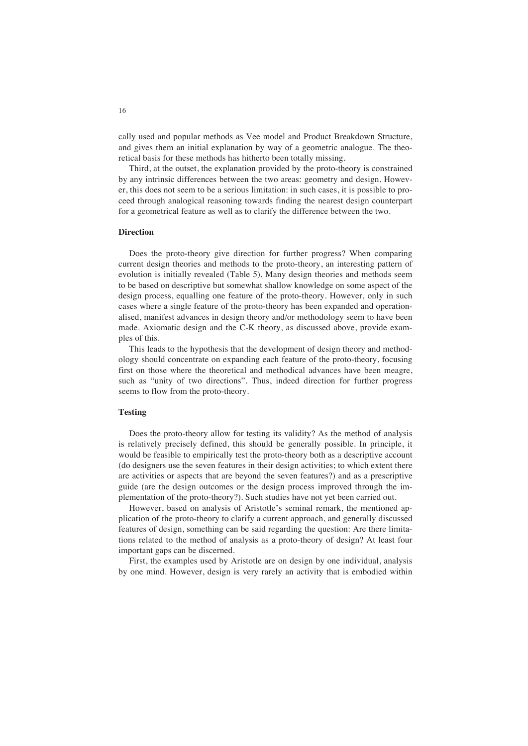cally used and popular methods as Vee model and Product Breakdown Structure, and gives them an initial explanation by way of a geometric analogue. The theoretical basis for these methods has hitherto been totally missing.

Third, at the outset, the explanation provided by the proto-theory is constrained by any intrinsic differences between the two areas: geometry and design. However, this does not seem to be a serious limitation: in such cases, it is possible to proceed through analogical reasoning towards finding the nearest design counterpart for a geometrical feature as well as to clarify the difference between the two.

### Direction

Does the proto-theory give direction for further progress? When comparing current design theories and methods to the proto-theory, an interesting pattern of evolution is initially revealed (Table 5). Many design theories and methods seem to be based on descriptive but somewhat shallow knowledge on some aspect of the design process, equalling one feature of the proto-theory. However, only in such cases where a single feature of the proto-theory has been expanded and operationalised, manifest advances in design theory and/or methodology seem to have been made. Axiomatic design and the C-K theory, as discussed above, provide examples of this.

This leads to the hypothesis that the development of design theory and methodology should concentrate on expanding each feature of the proto-theory, focusing first on those where the theoretical and methodical advances have been meagre, such as "unity of two directions". Thus, indeed direction for further progress seems to flow from the proto-theory.

### Testing

Does the proto-theory allow for testing its validity? As the method of analysis is relatively precisely defined, this should be generally possible. In principle, it would be feasible to empirically test the proto-theory both as a descriptive account (do designers use the seven features in their design activities; to which extent there are activities or aspects that are beyond the seven features?) and as a prescriptive guide (are the design outcomes or the design process improved through the implementation of the proto-theory?). Such studies have not yet been carried out.

However, based on analysis of Aristotle's seminal remark, the mentioned application of the proto-theory to clarify a current approach, and generally discussed features of design, something can be said regarding the question: Are there limitations related to the method of analysis as a proto-theory of design? At least four important gaps can be discerned.

First, the examples used by Aristotle are on design by one individual, analysis by one mind. However, design is very rarely an activity that is embodied within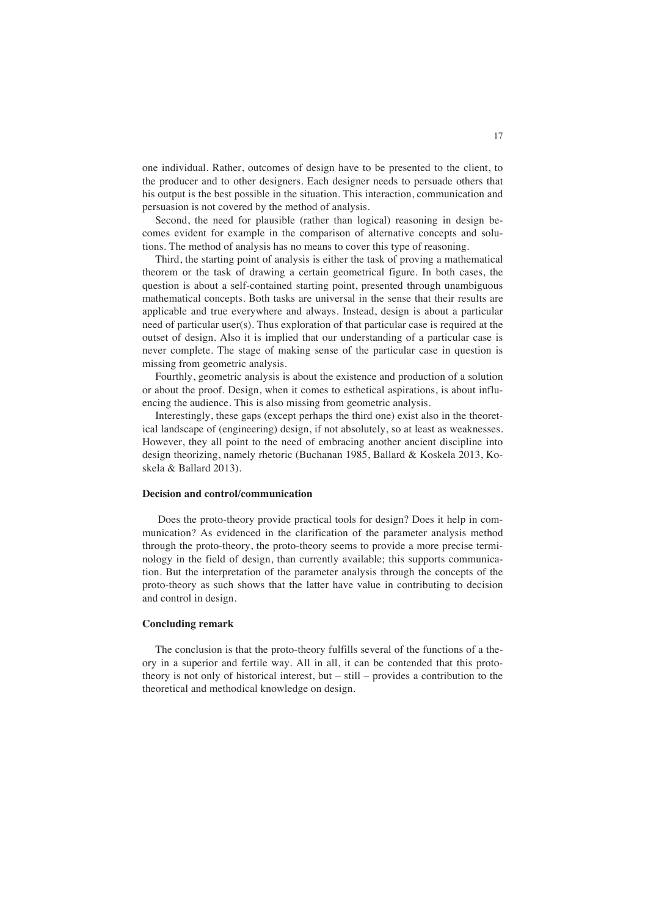one individual. Rather, outcomes of design have to be presented to the client, to the producer and to other designers. Each designer needs to persuade others that his output is the best possible in the situation. This interaction, communication and persuasion is not covered by the method of analysis.

Second, the need for plausible (rather than logical) reasoning in design becomes evident for example in the comparison of alternative concepts and solutions. The method of analysis has no means to cover this type of reasoning.

Third, the starting point of analysis is either the task of proving a mathematical theorem or the task of drawing a certain geometrical figure. In both cases, the question is about a self-contained starting point, presented through unambiguous mathematical concepts. Both tasks are universal in the sense that their results are applicable and true everywhere and always. Instead, design is about a particular need of particular user(s). Thus exploration of that particular case is required at the outset of design. Also it is implied that our understanding of a particular case is never complete. The stage of making sense of the particular case in question is missing from geometric analysis.

Fourthly, geometric analysis is about the existence and production of a solution or about the proof. Design, when it comes to esthetical aspirations, is about influencing the audience. This is also missing from geometric analysis.

Interestingly, these gaps (except perhaps the third one) exist also in the theoretical landscape of (engineering) design, if not absolutely, so at least as weaknesses. However, they all point to the need of embracing another ancient discipline into design theorizing, namely rhetoric (Buchanan 1985, Ballard & Koskela 2013, Koskela & Ballard 2013).

#### Decision and control/communication

Does the proto-theory provide practical tools for design? Does it help in communication? As evidenced in the clarification of the parameter analysis method through the proto-theory, the proto-theory seems to provide a more precise terminology in the field of design, than currently available; this supports communication. But the interpretation of the parameter analysis through the concepts of the proto-theory as such shows that the latter have value in contributing to decision and control in design.

#### Concluding remark

The conclusion is that the proto-theory fulfills several of the functions of a theory in a superior and fertile way. All in all, it can be contended that this proto-theory is not only of historical interest, but – still – provides a contribution to the theoretical and methodical knowledge on design.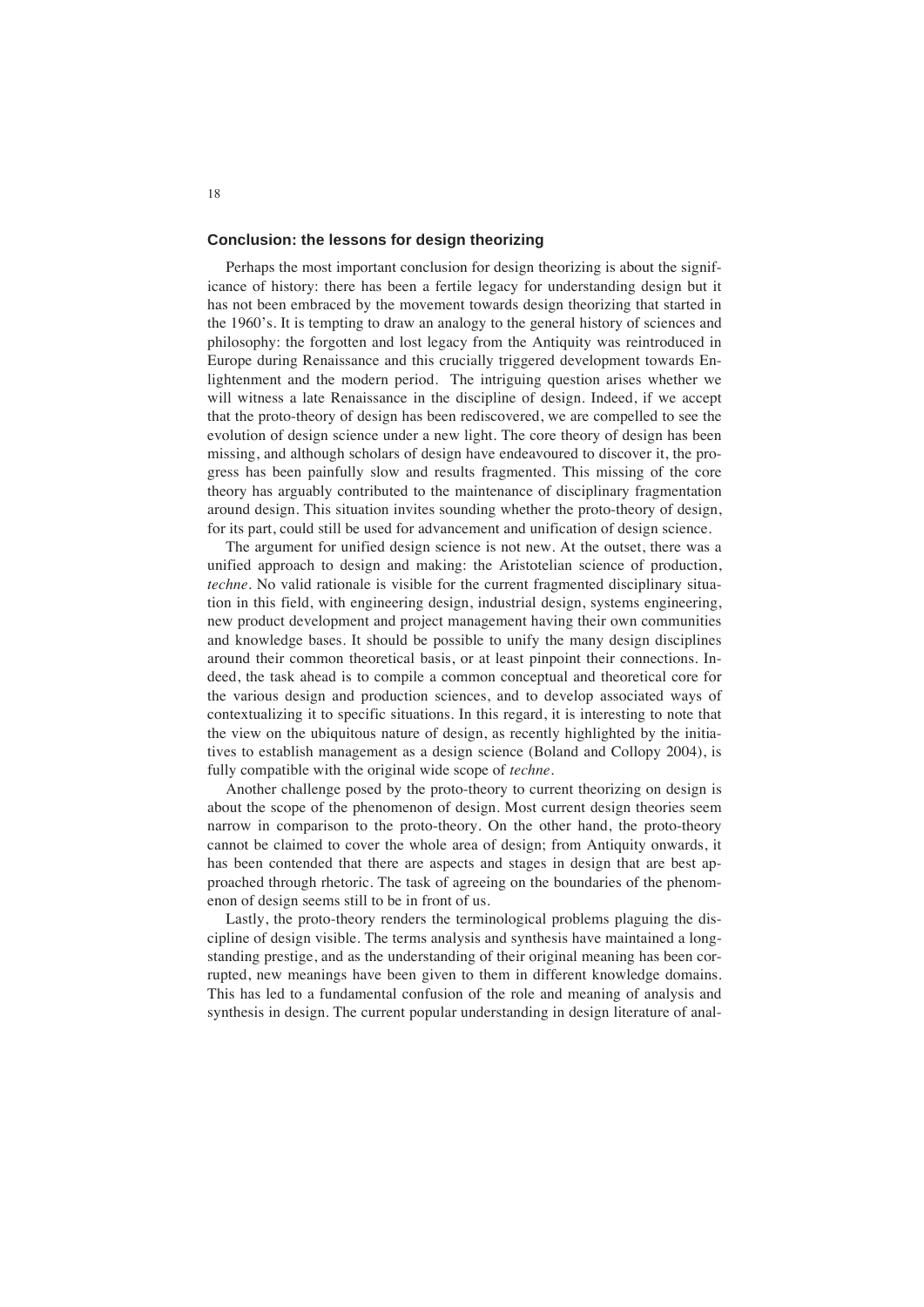## Conclusion: the lessons for design theorizing

Perhaps the most important conclusion for design theorizing is about the significance of history: there has been a fertile legacy for understanding design but it has not been embraced by the movement towards design theorizing that started in the 1960's. It is tempting to draw an analogy to the general history of sciences and philosophy: the forgotten and lost legacy from the Antiquity was reintroduced in Europe during Renaissance and this crucially triggered development towards Enlightenment and the modern period. The intriguing question arises whether we will witness a late Renaissance in the discipline of design. Indeed, if we accept that the proto-theory of design has been rediscovered, we are compelled to see the evolution of design science under a new light. The core theory of design has been missing, and although scholars of design have endeavoured to discover it, the progress has been painfully slow and results fragmented. This missing of the core theory has arguably contributed to the maintenance of disciplinary fragmentation around design. This situation invites sounding whether the proto-theory of design, for its part, could still be used for advancement and unification of design science.

The argument for unified design science is not new. At the outset, there was a unified approach to design and making: the Aristotelian science of production, *techne*. No valid rationale is visible for the current fragmented disciplinary situation in this field, with engineering design, industrial design, systems engineering, new product development and project management having their own communities and knowledge bases. It should be possible to unify the many design disciplines around their common theoretical basis, or at least pinpoint their connections. Indeed, the task ahead is to compile a common conceptual and theoretical core for the various design and production sciences, and to develop associated ways of contextualizing it to specific situations. In this regard, it is interesting to note that the view on the ubiquitous nature of design, as recently highlighted by the initiatives to establish management as a design science (Boland and Collopy 2004), is fully compatible with the original wide scope of *techne*.

Another challenge posed by the proto-theory to current theorizing on design is about the scope of the phenomenon of design. Most current design theories seem narrow in comparison to the proto-theory. On the other hand, the proto-theory cannot be claimed to cover the whole area of design; from Antiquity onwards, it has been contended that there are aspects and stages in design that are best approached through rhetoric. The task of agreeing on the boundaries of the phenomenon of design seems still to be in front of us.

Lastly, the proto-theory renders the terminological problems plaguing the discipline of design visible. The terms analysis and synthesis have maintained a long-standing prestige, and as the understanding of their original meaning has been corrupted, new meanings have been given to them in different knowledge domains. This has led to a fundamental confusion of the role and meaning of analysis and synthesis in design. The current popular understanding in design literature of anal-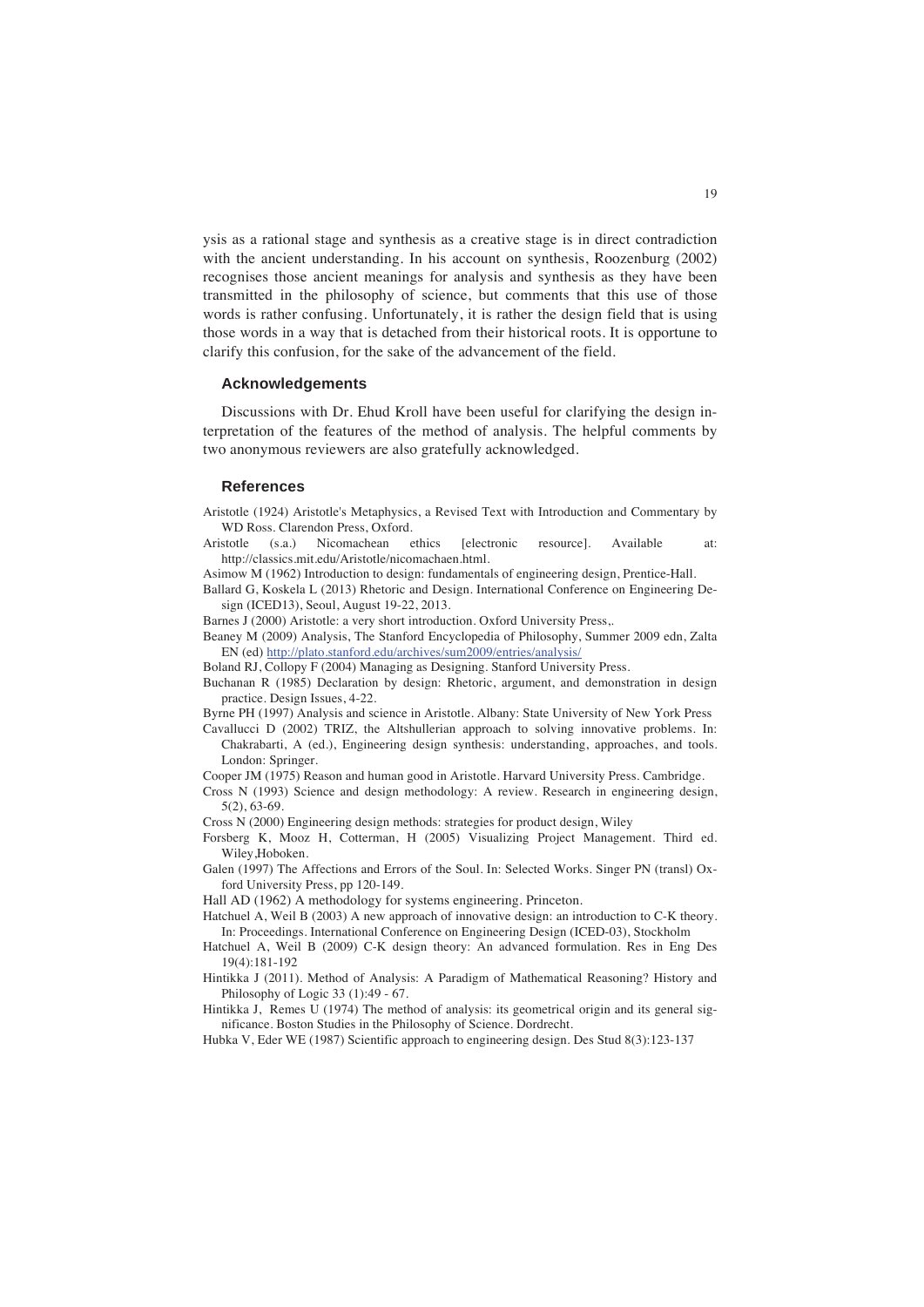ysis as a rational stage and synthesis as a creative stage is in direct contradiction with the ancient understanding. In his account on synthesis, Roozenburg (2002) recognises those ancient meanings for analysis and synthesis as they have been transmitted in the philosophy of science, but comments that this use of those words is rather confusing. Unfortunately, it is rather the design field that is using those words in a way that is detached from their historical roots. It is opportune to clarify this confusion, for the sake of the advancement of the field.

## Acknowledgements

Discussions with Dr. Ehud Kroll have been useful for clarifying the design interpretation of the features of the method of analysis. The helpful comments by two anonymous reviewers are also gratefully acknowledged.

## References

Aristotle (1924) Aristotle's Metaphysics, a Revised Text with Introduction and Commentary by WD Ross. Clarendon Press, Oxford.

Aristotle (s.a.) Nicomachean ethics [electronic resource]. Available at: http://classics.mit.edu/Aristotle/nicomachaen.html.

Asimow M (1962) Introduction to design: fundamentals of engineering design, Prentice-Hall.

Ballard G, Koskela L (2013) Rhetoric and Design. International Conference on Engineering Design (ICED13), Seoul, August 19-22, 2013.

Barnes J (2000) Aristotle: a very short introduction. Oxford University Press,.

Beaney M (2009) Analysis, The Stanford Encyclopedia of Philosophy, Summer 2009 edn, Zalta EN (ed) http://plato.stanford.edu/archives/sum2009/entries/analysis/

Boland RJ, Collopy F (2004) Managing as Designing. Stanford University Press.

Buchanan R (1985) Declaration by design: Rhetoric, argument, and demonstration in design practice. Design Issues, 4-22.

Byrne PH (1997) Analysis and science in Aristotle. Albany: State University of New York Press

Cavallucci D (2002) TRIZ, the Altshullerian approach to solving innovative problems. In: Chakrabarti, A (ed.), Engineering design synthesis: understanding, approaches, and tools. London: Springer.

Cooper JM (1975) Reason and human good in Aristotle. Harvard University Press. Cambridge.

Cross N (1993) Science and design methodology: A review. Research in engineering design, 5(2), 63-69.

Cross N (2000) Engineering design methods: strategies for product design, Wiley

Forsberg K, Mooz H, Cotterman, H (2005) Visualizing Project Management. Third ed. Wiley,Hoboken.

Galen (1997) The Affections and Errors of the Soul. In: Selected Works. Singer PN (transl) Oxford University Press, pp 120-149.

Hall AD (1962) A methodology for systems engineering. Princeton.

Hatchuel A, Weil B (2003) A new approach of innovative design: an introduction to C-K theory. In: Proceedings. International Conference on Engineering Design (ICED-03), Stockholm

Hatchuel A, Weil B (2009) C-K design theory: An advanced formulation. Res in Eng Des 19(4):181-192

Hintikka J (2011). Method of Analysis: A Paradigm of Mathematical Reasoning? History and Philosophy of Logic 33 (1):49 - 67.

Hintikka J, Remes U (1974) The method of analysis: its geometrical origin and its general significance. Boston Studies in the Philosophy of Science. Dordrecht.

Hubka V, Eder WE (1987) Scientific approach to engineering design. Des Stud 8(3):123-137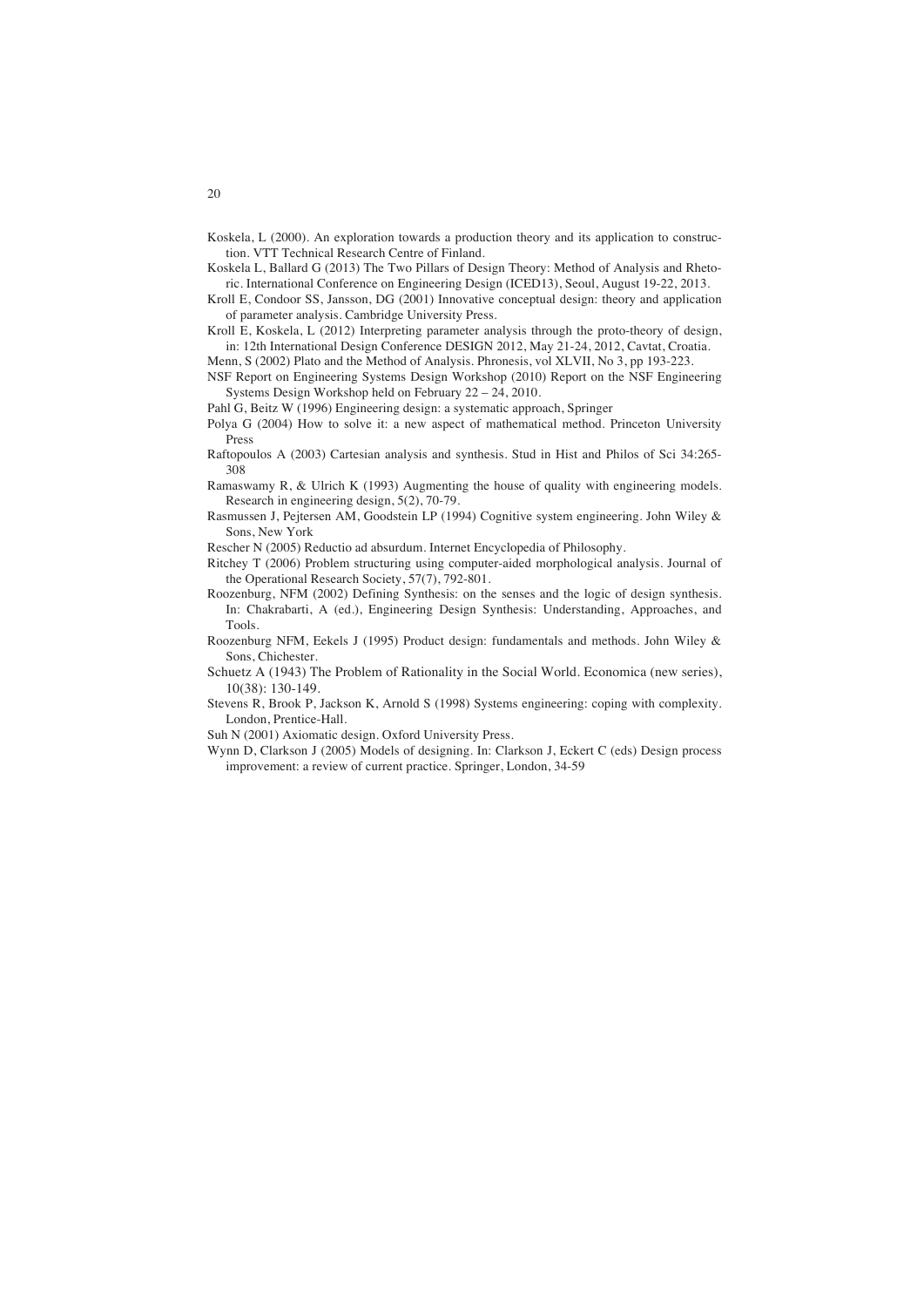Koskela, L (2000). An exploration towards a production theory and its application to construction. VTT Technical Research Centre of Finland.

Koskela L, Ballard G (2013) The Two Pillars of Design Theory: Method of Analysis and Rhetoric. International Conference on Engineering Design (ICED13), Seoul, August 19-22, 2013.

Kroll E, Condoor SS, Jansson, DG (2001) Innovative conceptual design: theory and application of parameter analysis. Cambridge University Press.

Kroll E, Koskela, L (2012) Interpreting parameter analysis through the proto-theory of design, in: 12th International Design Conference DESIGN 2012, May 21-24, 2012, Cavtat, Croatia.

Menn, S (2002) Plato and the Method of Analysis. Phronesis, vol XLVII, No 3, pp 193-223.

NSF Report on Engineering Systems Design Workshop (2010) Report on the NSF Engineering Systems Design Workshop held on February 22 – 24, 2010.

Pahl G, Beitz W (1996) Engineering design: a systematic approach, Springer

Polya G (2004) How to solve it: a new aspect of mathematical method. Princeton University Press

Raftopoulos A (2003) Cartesian analysis and synthesis. Stud in Hist and Philos of Sci 34:265-308

Ramaswamy R, & Ulrich K (1993) Augmenting the house of quality with engineering models. Research in engineering design, 5(2), 70-79.

Rasmussen J, Pejtersen AM, Goodstein LP (1994) Cognitive system engineering. John Wiley & Sons, New York

Rescher N (2005) Reductio ad absurdum. Internet Encyclopedia of Philosophy.

Ritchey T (2006) Problem structuring using computer-aided morphological analysis. Journal of the Operational Research Society, 57(7), 792-801.

Roozenburg, NFM (2002) Defining Synthesis: on the senses and the logic of design synthesis. In: Chakrabarti, A (ed.), Engineering Design Synthesis: Understanding, Approaches, and Tools.

Roozenburg NFM, Eekels J (1995) Product design: fundamentals and methods. John Wiley & Sons, Chichester.

Schuetz A (1943) The Problem of Rationality in the Social World. Economica (new series), 10(38): 130-149.

Stevens R, Brook P, Jackson K, Arnold S (1998) Systems engineering: coping with complexity. London, Prentice-Hall.

Suh N (2001) Axiomatic design. Oxford University Press.

Wynn D, Clarkson J (2005) Models of designing. In: Clarkson J, Eckert C (eds) Design process improvement: a review of current practice. Springer, London, 34-59